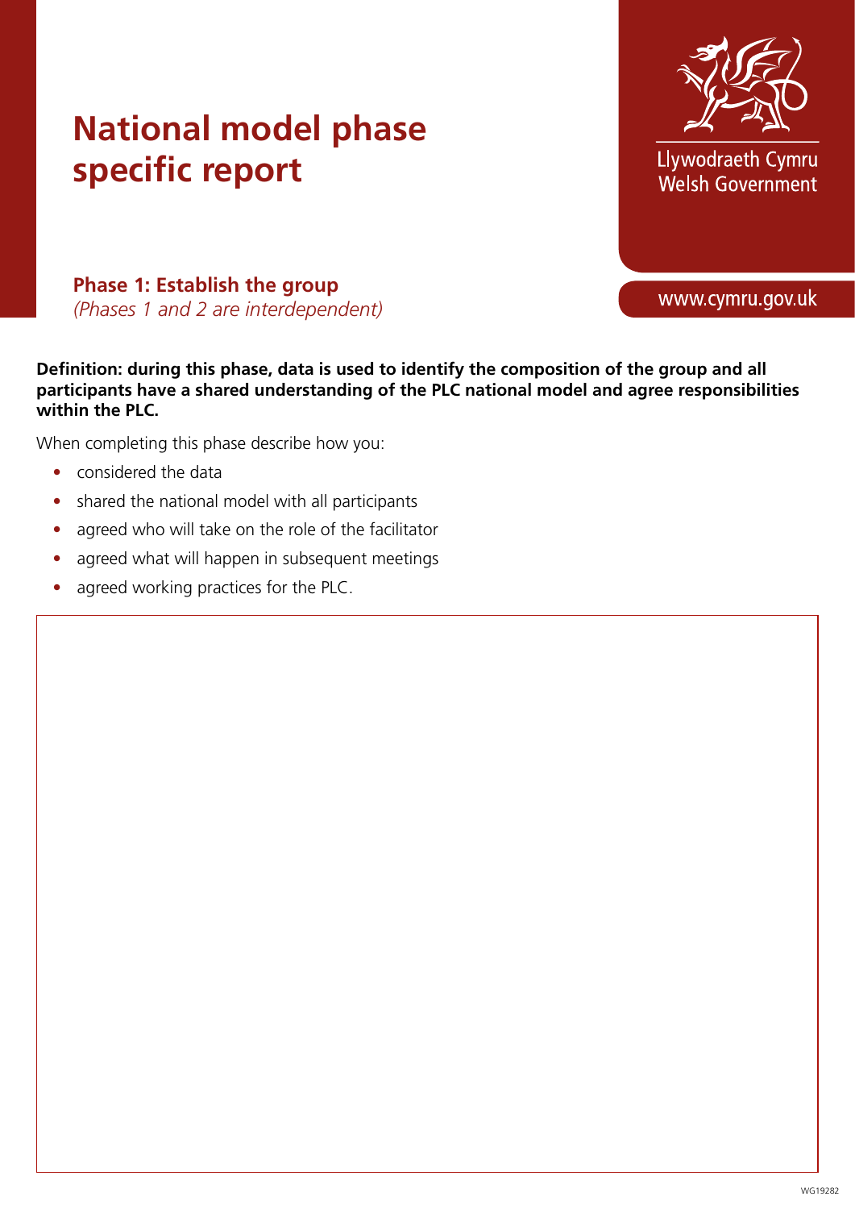# National model phase specific report

Llywodraeth Cymru
Welsh Government

www.cymru.gov.uk

## Phase 1: Establish the group

*(Phases 1 and 2 are interdependent)*

**Definition: during this phase, data is used to identify the composition of the group and all participants have a shared understanding of the PLC national model and agree responsibilities within the PLC.**

When completing this phase describe how you:

- considered the data
- shared the national model with all participants
- agreed who will take on the role of the facilitator
- agreed what will happen in subsequent meetings
- agreed working practices for the PLC.

WG19282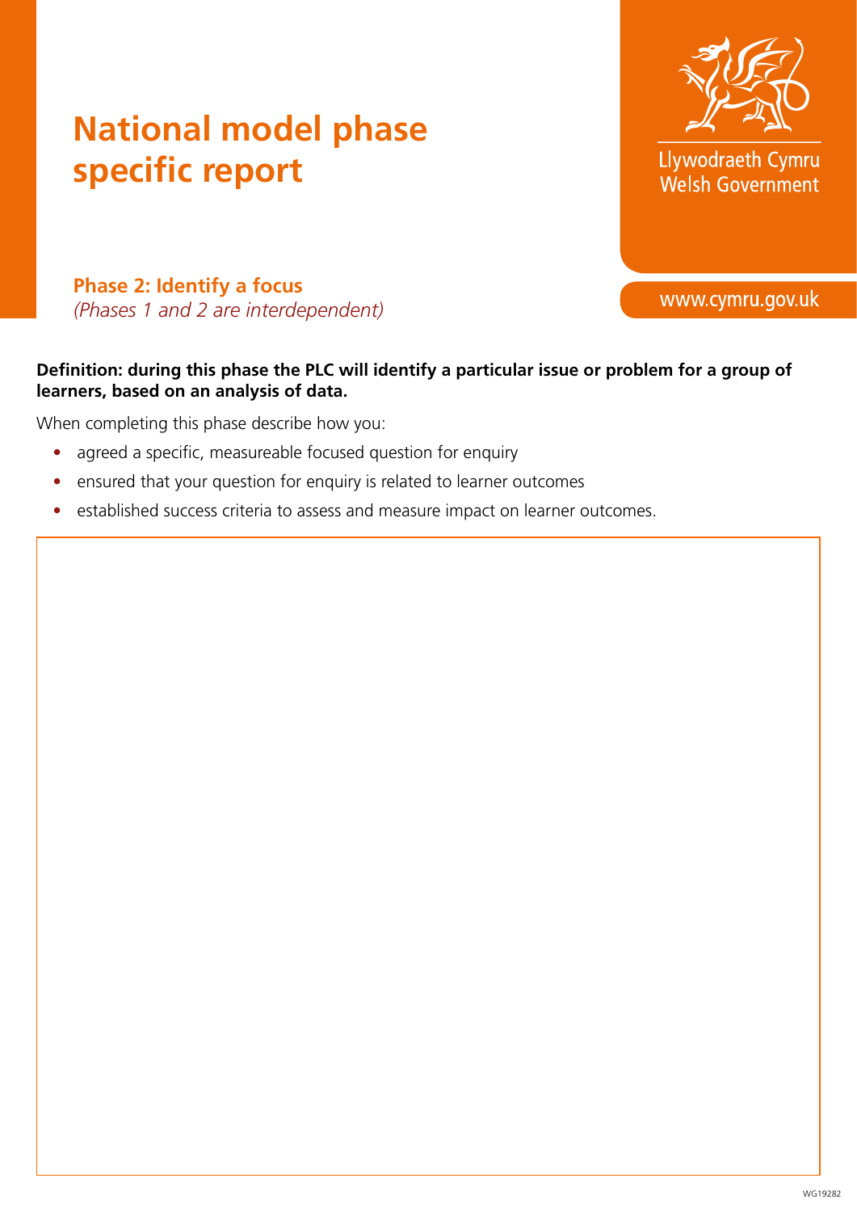# National model phase specific report

Llywodraeth Cymru
Welsh Government

## Phase 2: Identify a focus

*(Phases 1 and 2 are interdependent)*

www.cymru.gov.uk

**Definition: during this phase the PLC will identify a particular issue or problem for a group of learners, based on an analysis of data.**

When completing this phase describe how you:

- agreed a specific, measureable focused question for enquiry
- ensured that your question for enquiry is related to learner outcomes
- established success criteria to assess and measure impact on learner outcomes.

WG19282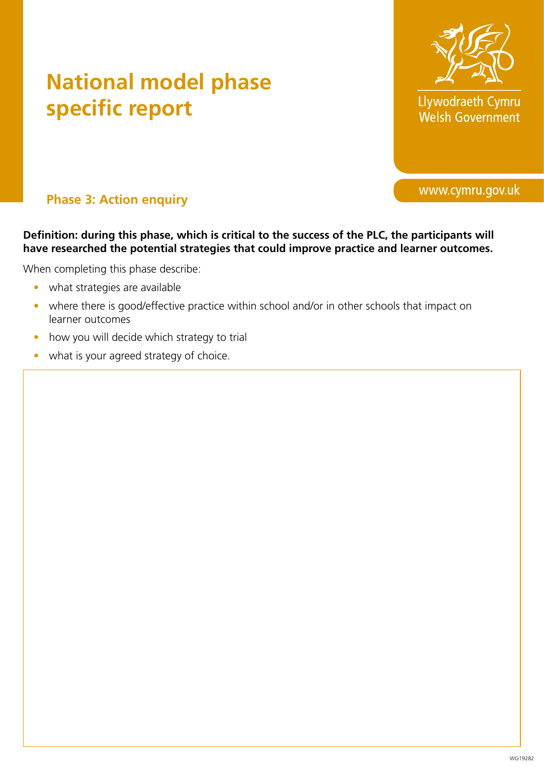# National model phase specific report

Llywodraeth Cymru
Welsh Government

www.cymru.gov.uk

## Phase 3: Action enquiry

**Definition: during this phase, which is critical to the success of the PLC, the participants will have researched the potential strategies that could improve practice and learner outcomes.**

When completing this phase describe:

- what strategies are available
- where there is good/effective practice within school and/or in other schools that impact on learner outcomes
- how you will decide which strategy to trial
- what is your agreed strategy of choice.

WG19282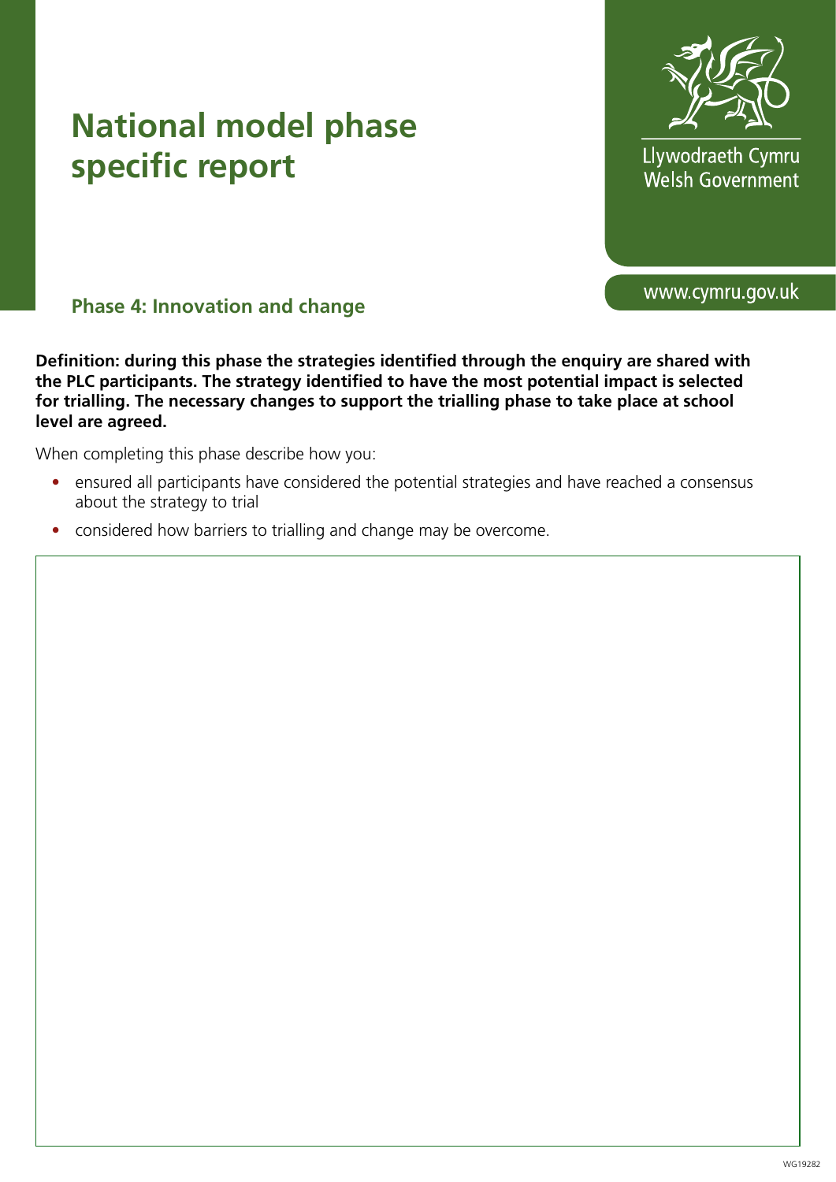# National model phase specific report

Llywodraeth Cymru
Welsh Government

www.cymru.gov.uk

## Phase 4: Innovation and change

**Definition: during this phase the strategies identified through the enquiry are shared with the PLC participants. The strategy identified to have the most potential impact is selected for trialling. The necessary changes to support the trialling phase to take place at school level are agreed.**

When completing this phase describe how you:

- ensured all participants have considered the potential strategies and have reached a consensus about the strategy to trial
- considered how barriers to trialling and change may be overcome.

WG19282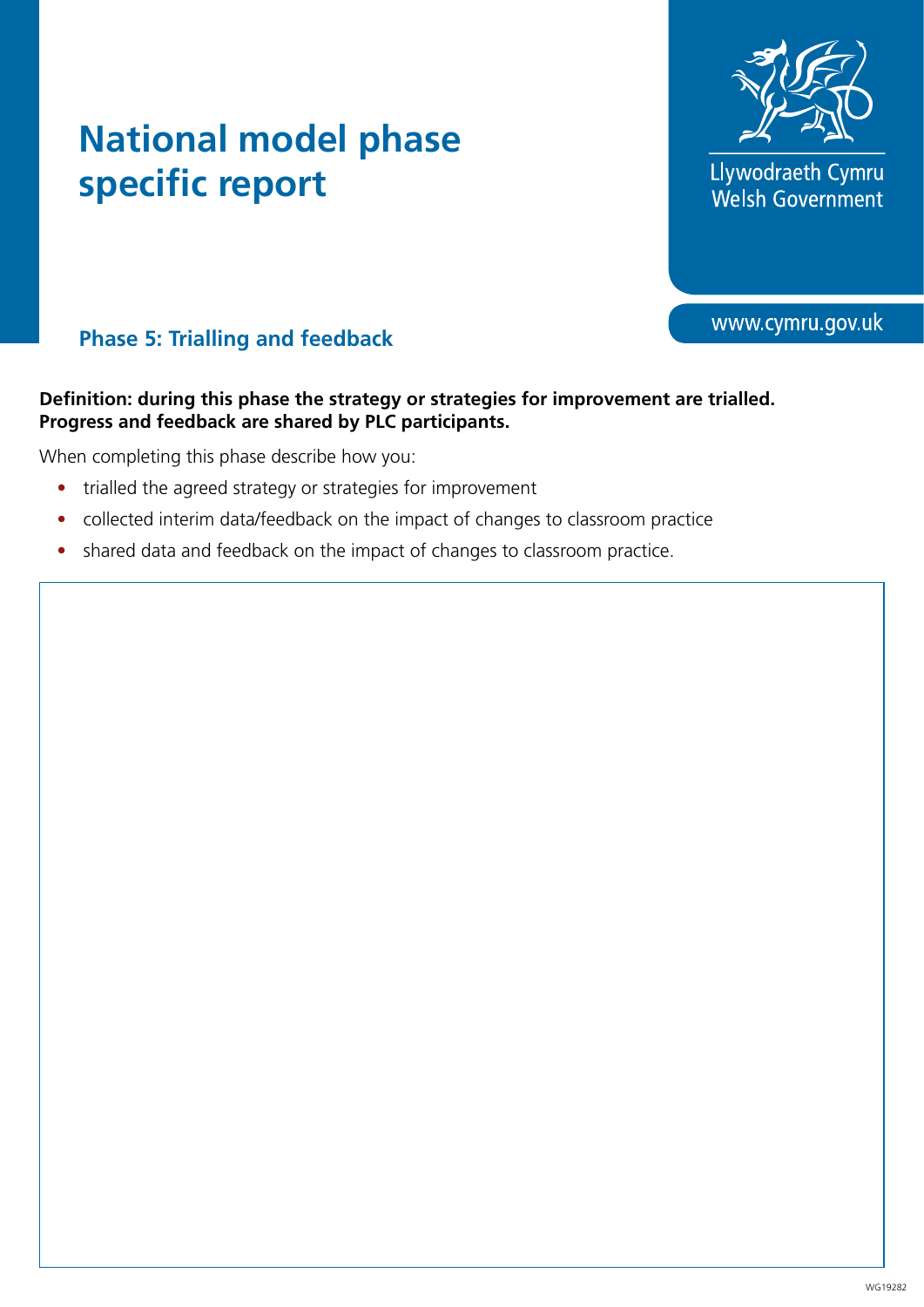# National model phase specific report

Llywodraeth Cymru
Welsh Government

www.cymru.gov.uk

## Phase 5: Trialling and feedback

**Definition: during this phase the strategy or strategies for improvement are trialled. Progress and feedback are shared by PLC participants.**

When completing this phase describe how you:

- trialled the agreed strategy or strategies for improvement
- collected interim data/feedback on the impact of changes to classroom practice
- shared data and feedback on the impact of changes to classroom practice.

WG19282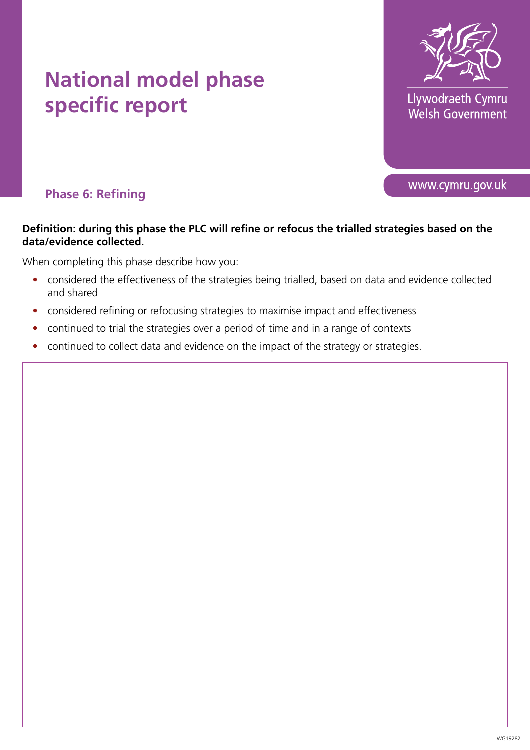# National model phase specific report

Llywodraeth Cymru
Welsh Government

www.cymru.gov.uk

## Phase 6: Refining

**Definition: during this phase the PLC will refine or refocus the trialled strategies based on the data/evidence collected.**

When completing this phase describe how you:

- considered the effectiveness of the strategies being trialled, based on data and evidence collected and shared
- considered refining or refocusing strategies to maximise impact and effectiveness
- continued to trial the strategies over a period of time and in a range of contexts
- continued to collect data and evidence on the impact of the strategy or strategies.

WG19282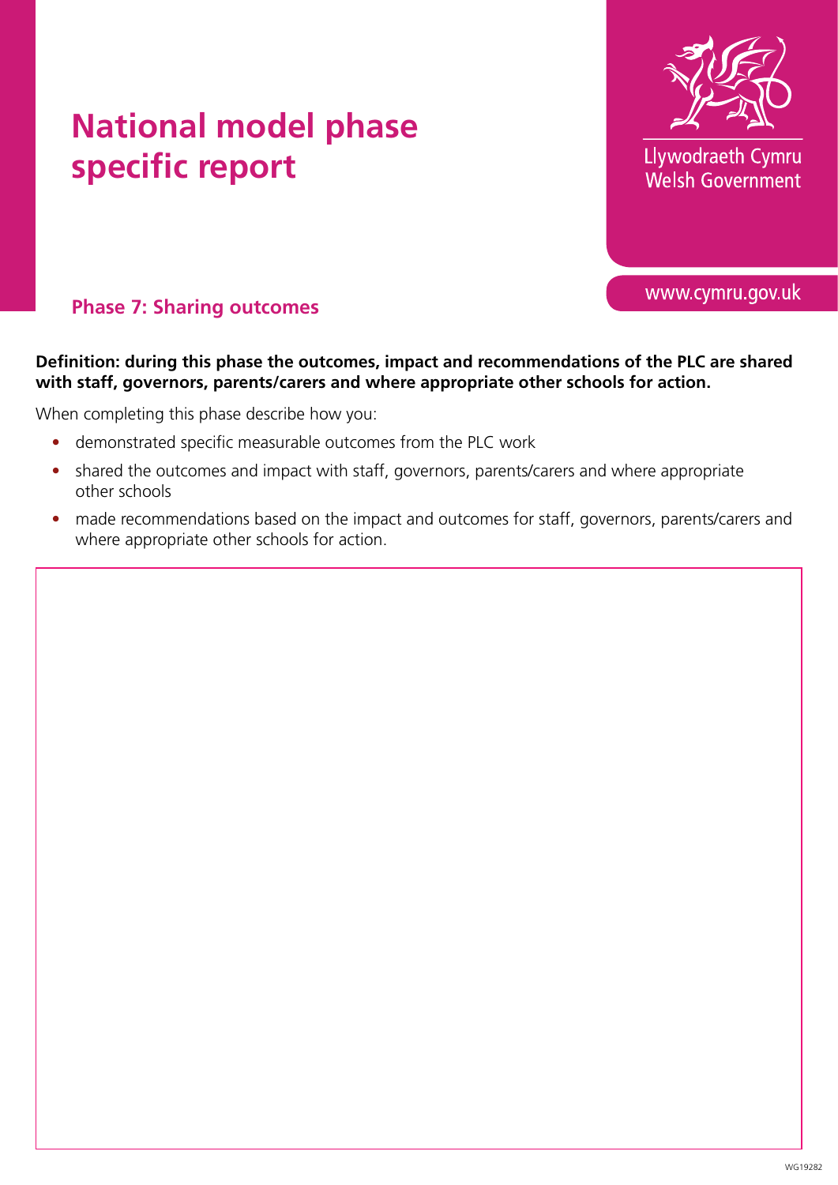# National model phase specific report

Llywodraeth Cymru
Welsh Government

www.cymru.gov.uk

## Phase 7: Sharing outcomes

**Definition: during this phase the outcomes, impact and recommendations of the PLC are shared with staff, governors, parents/carers and where appropriate other schools for action.**

When completing this phase describe how you:

- demonstrated specific measurable outcomes from the PLC work
- shared the outcomes and impact with staff, governors, parents/carers and where appropriate other schools
- made recommendations based on the impact and outcomes for staff, governors, parents/carers and where appropriate other schools for action.

WG19282